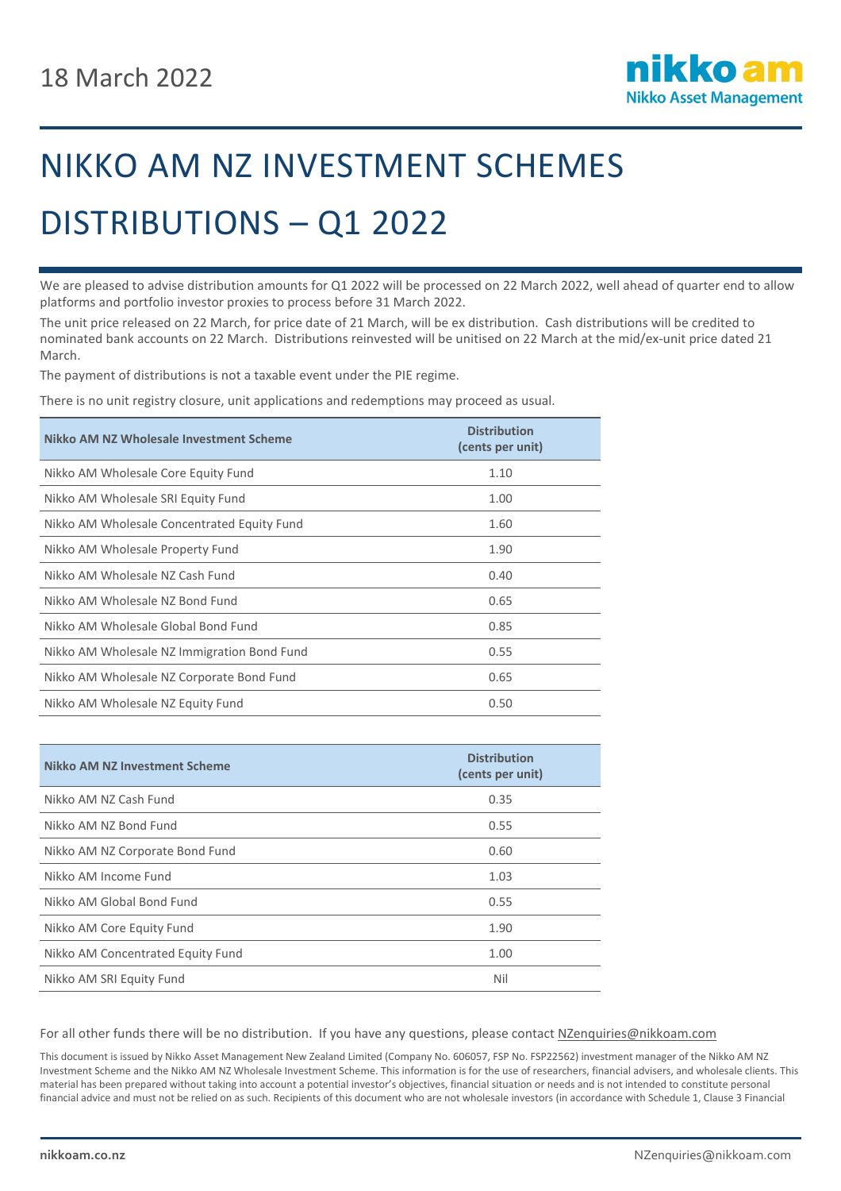18 March 2022

# NIKKO AM NZ INVESTMENT SCHEMES DISTRIBUTIONS – Q1 2022

We are pleased to advise distribution amounts for Q1 2022 will be processed on 22 March 2022, well ahead of quarter end to allow platforms and portfolio investor proxies to process before 31 March 2022.

The unit price released on 22 March, for price date of 21 March, will be ex distribution. Cash distributions will be credited to nominated bank accounts on 22 March. Distributions reinvested will be unitised on 22 March at the mid/ex-unit price dated 21 March.

The payment of distributions is not a taxable event under the PIE regime.

There is no unit registry closure, unit applications and redemptions may proceed as usual.

| Nikko AM NZ Wholesale Investment Scheme | Distribution (cents per unit) |
|---|---|
| Nikko AM Wholesale Core Equity Fund | 1.10 |
| Nikko AM Wholesale SRI Equity Fund | 1.00 |
| Nikko AM Wholesale Concentrated Equity Fund | 1.60 |
| Nikko AM Wholesale Property Fund | 1.90 |
| Nikko AM Wholesale NZ Cash Fund | 0.40 |
| Nikko AM Wholesale NZ Bond Fund | 0.65 |
| Nikko AM Wholesale Global Bond Fund | 0.85 |
| Nikko AM Wholesale NZ Immigration Bond Fund | 0.55 |
| Nikko AM Wholesale NZ Corporate Bond Fund | 0.65 |
| Nikko AM Wholesale NZ Equity Fund | 0.50 |

| Nikko AM NZ Investment Scheme | Distribution (cents per unit) |
|---|---|
| Nikko AM NZ Cash Fund | 0.35 |
| Nikko AM NZ Bond Fund | 0.55 |
| Nikko AM NZ Corporate Bond Fund | 0.60 |
| Nikko AM Income Fund | 1.03 |
| Nikko AM Global Bond Fund | 0.55 |
| Nikko AM Core Equity Fund | 1.90 |
| Nikko AM Concentrated Equity Fund | 1.00 |
| Nikko AM SRI Equity Fund | Nil |

For all other funds there will be no distribution. If you have any questions, please contact NZenquiries@nikkoam.com

This document is issued by Nikko Asset Management New Zealand Limited (Company No. 606057, FSP No. FSP22562) investment manager of the Nikko AM NZ Investment Scheme and the Nikko AM NZ Wholesale Investment Scheme. This information is for the use of researchers, financial advisers, and wholesale clients. This material has been prepared without taking into account a potential investor's objectives, financial situation or needs and is not intended to constitute personal financial advice and must not be relied on as such. Recipients of this document who are not wholesale investors (in accordance with Schedule 1, Clause 3 Financial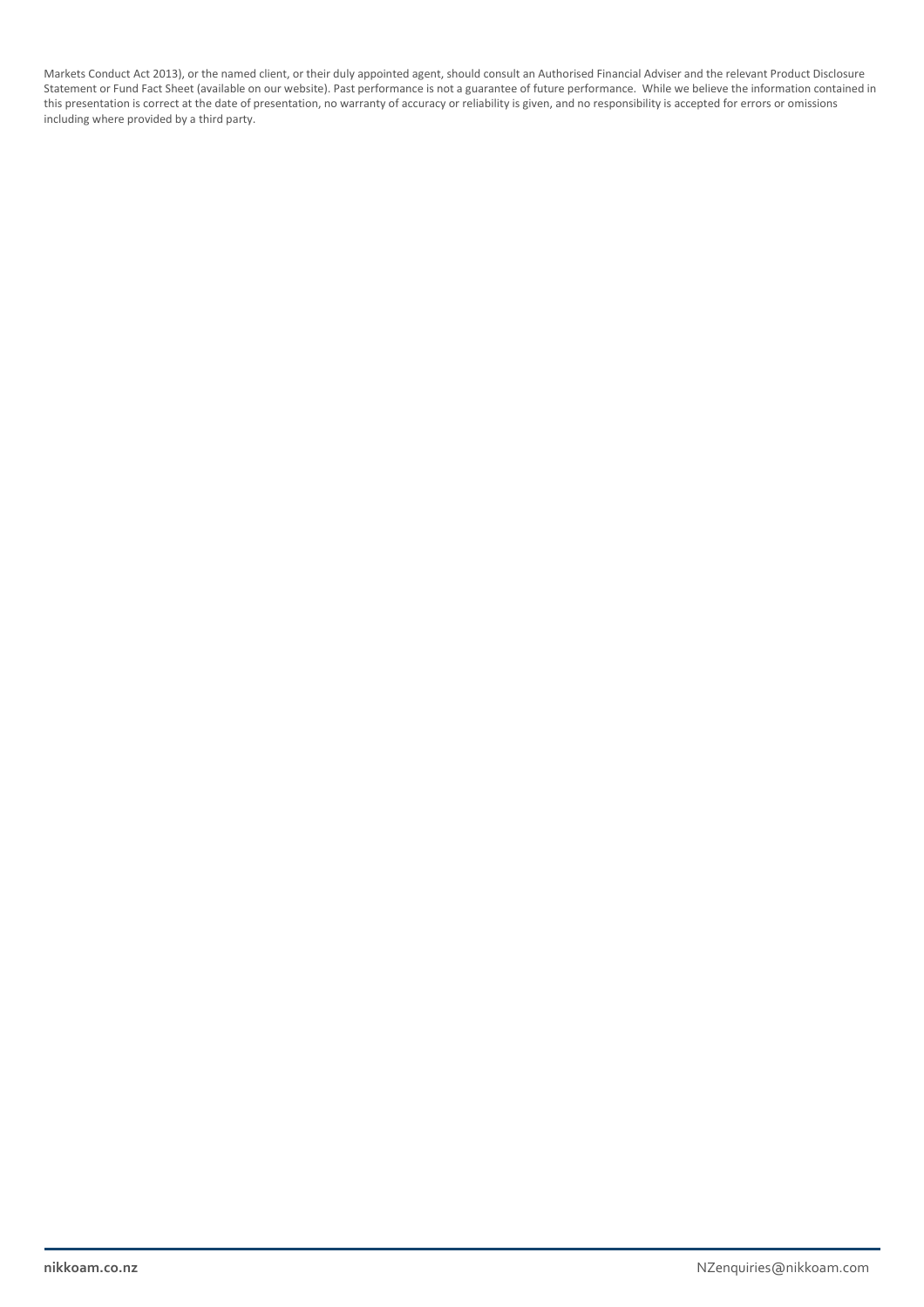Markets Conduct Act 2013), or the named client, or their duly appointed agent, should consult an Authorised Financial Adviser and the relevant Product Disclosure Statement or Fund Fact Sheet (available on our website). Past performance is not a guarantee of future performance. While we believe the information contained in this presentation is correct at the date of presentation, no warranty of accuracy or reliability is given, and no responsibility is accepted for errors or omissions including where provided by a third party.